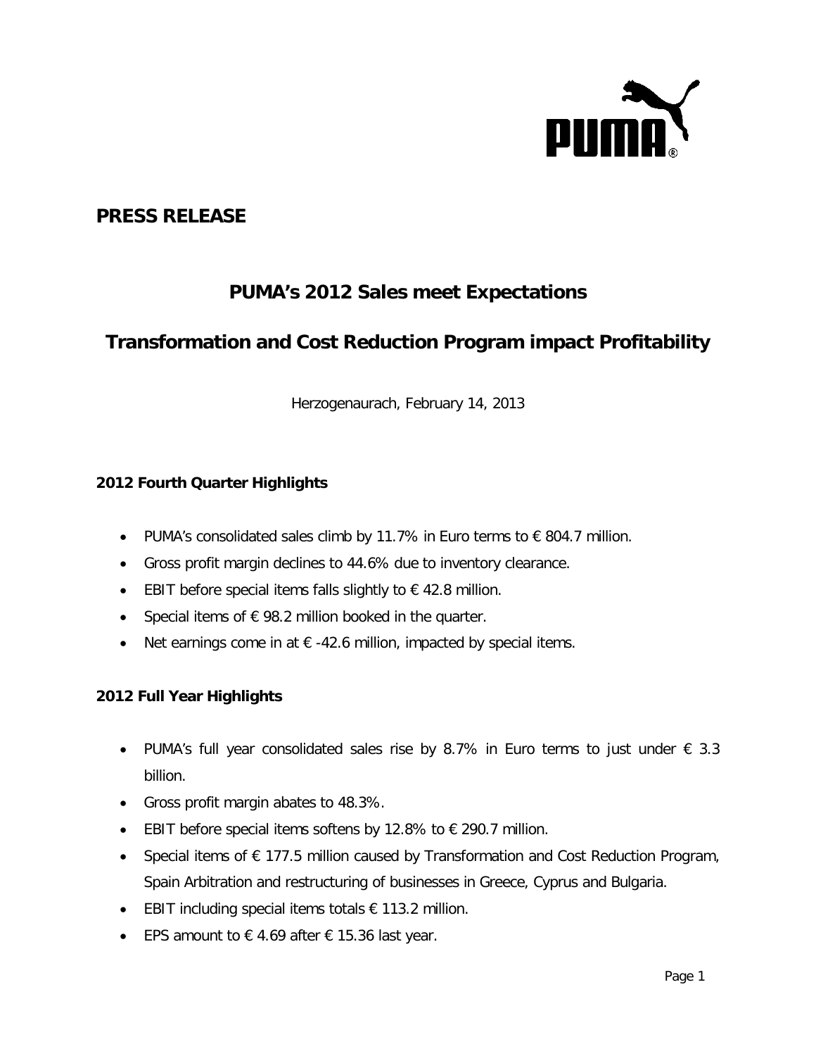# PRESS RELEASE

## PUMA's 2012 Sales meet Expectations

## Transformation and Cost Reduction Program impact Profitability

Herzogenaurach, February 14, 2013

### 2012 Fourth Quarter Highlights

- PUMA's consolidated sales climb by 11.7% in Euro terms to € 804.7 million.
- Gross profit margin declines to 44.6% due to inventory clearance.
- EBIT before special items falls slightly to € 42.8 million.
- Special items of € 98.2 million booked in the quarter.
- Net earnings come in at € -42.6 million, impacted by special items.

### 2012 Full Year Highlights

- PUMA's full year consolidated sales rise by 8.7% in Euro terms to just under € 3.3 billion.
- Gross profit margin abates to 48.3%.
- EBIT before special items softens by 12.8% to € 290.7 million.
- Special items of € 177.5 million caused by Transformation and Cost Reduction Program, Spain Arbitration and restructuring of businesses in Greece, Cyprus and Bulgaria.
- EBIT including special items totals € 113.2 million.
- EPS amount to € 4.69 after € 15.36 last year.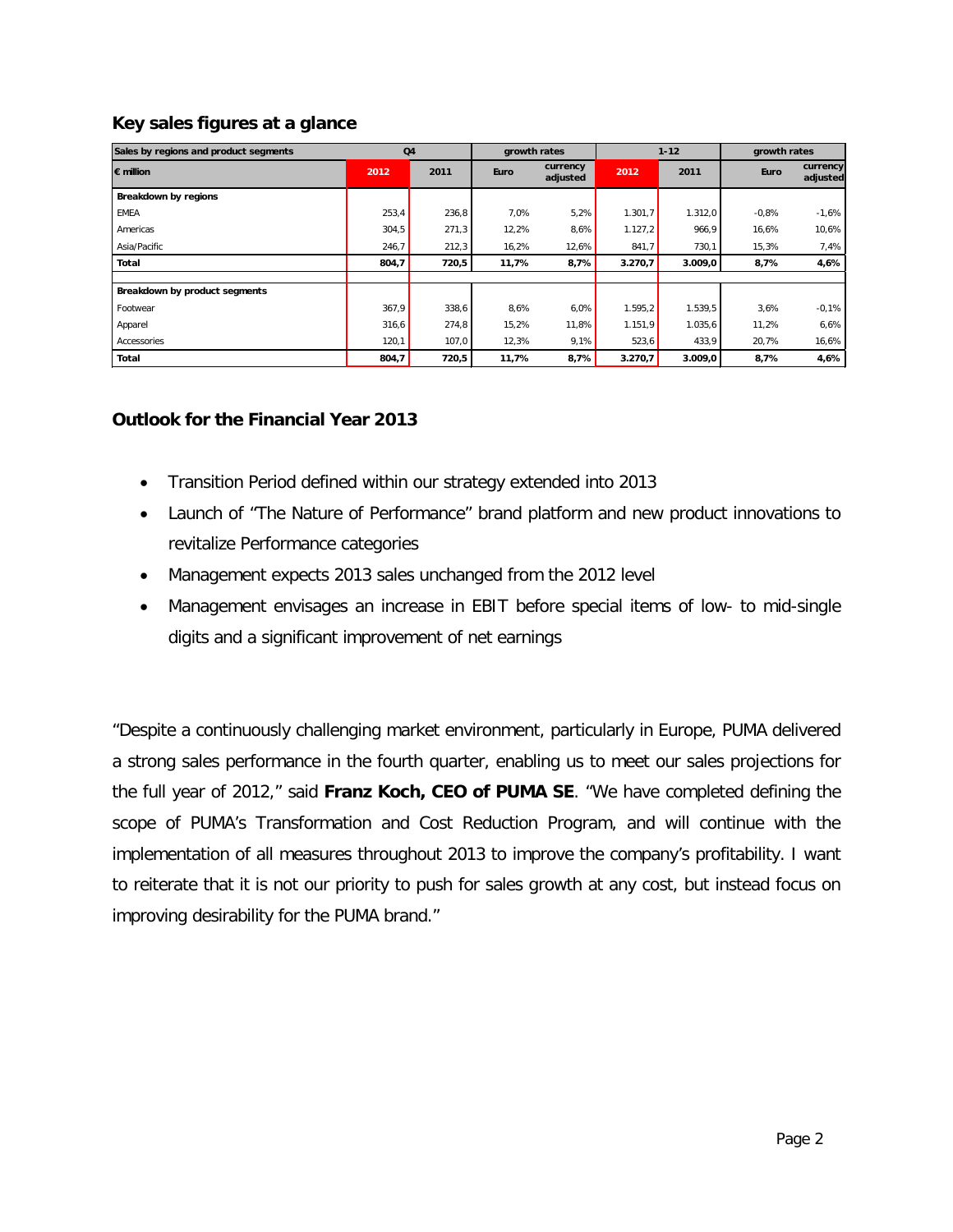## Key sales figures at a glance

| Sales by regions and product segments | Q4 | | growth rates | | 1-12 | | growth rates | |
|---|---|---|---|---|---|---|---|---|
| € million | 2012 | 2011 | Euro | currency adjusted | 2012 | 2011 | Euro | currency adjusted |
| **Breakdown by regions** | | | | | | | | |
| EMEA | 253,4 | 236,8 | 7,0% | 5,2% | 1.301,7 | 1.312,0 | -0,8% | -1,6% |
| Americas | 304,5 | 271,3 | 12,2% | 8,6% | 1.127,2 | 966,9 | 16,6% | 10,6% |
| Asia/Pacific | 246,7 | 212,3 | 16,2% | 12,6% | 841,7 | 730,1 | 15,3% | 7,4% |
| **Total** | **804,7** | **720,5** | **11,7%** | **8,7%** | **3.270,7** | **3.009,0** | **8,7%** | **4,6%** |
| | | | | | | | | |
| **Breakdown by product segments** | | | | | | | | |
| Footwear | 367,9 | 338,6 | 8,6% | 6,0% | 1.595,2 | 1.539,5 | 3,6% | -0,1% |
| Apparel | 316,6 | 274,8 | 15,2% | 11,8% | 1.151,9 | 1.035,6 | 11,2% | 6,6% |
| Accessories | 120,1 | 107,0 | 12,3% | 9,1% | 523,6 | 433,9 | 20,7% | 16,6% |
| **Total** | **804,7** | **720,5** | **11,7%** | **8,7%** | **3.270,7** | **3.009,0** | **8,7%** | **4,6%** |

## Outlook for the Financial Year 2013

- Transition Period defined within our strategy extended into 2013
- Launch of "The Nature of Performance" brand platform and new product innovations to revitalize Performance categories
- Management expects 2013 sales unchanged from the 2012 level
- Management envisages an increase in EBIT before special items of low- to mid-single digits and a significant improvement of net earnings

"Despite a continuously challenging market environment, particularly in Europe, PUMA delivered a strong sales performance in the fourth quarter, enabling us to meet our sales projections for the full year of 2012," said **Franz Koch, CEO of PUMA SE**. "We have completed defining the scope of PUMA's Transformation and Cost Reduction Program, and will continue with the implementation of all measures throughout 2013 to improve the company's profitability. I want to reiterate that it is not our priority to push for sales growth at any cost, but instead focus on improving desirability for the PUMA brand."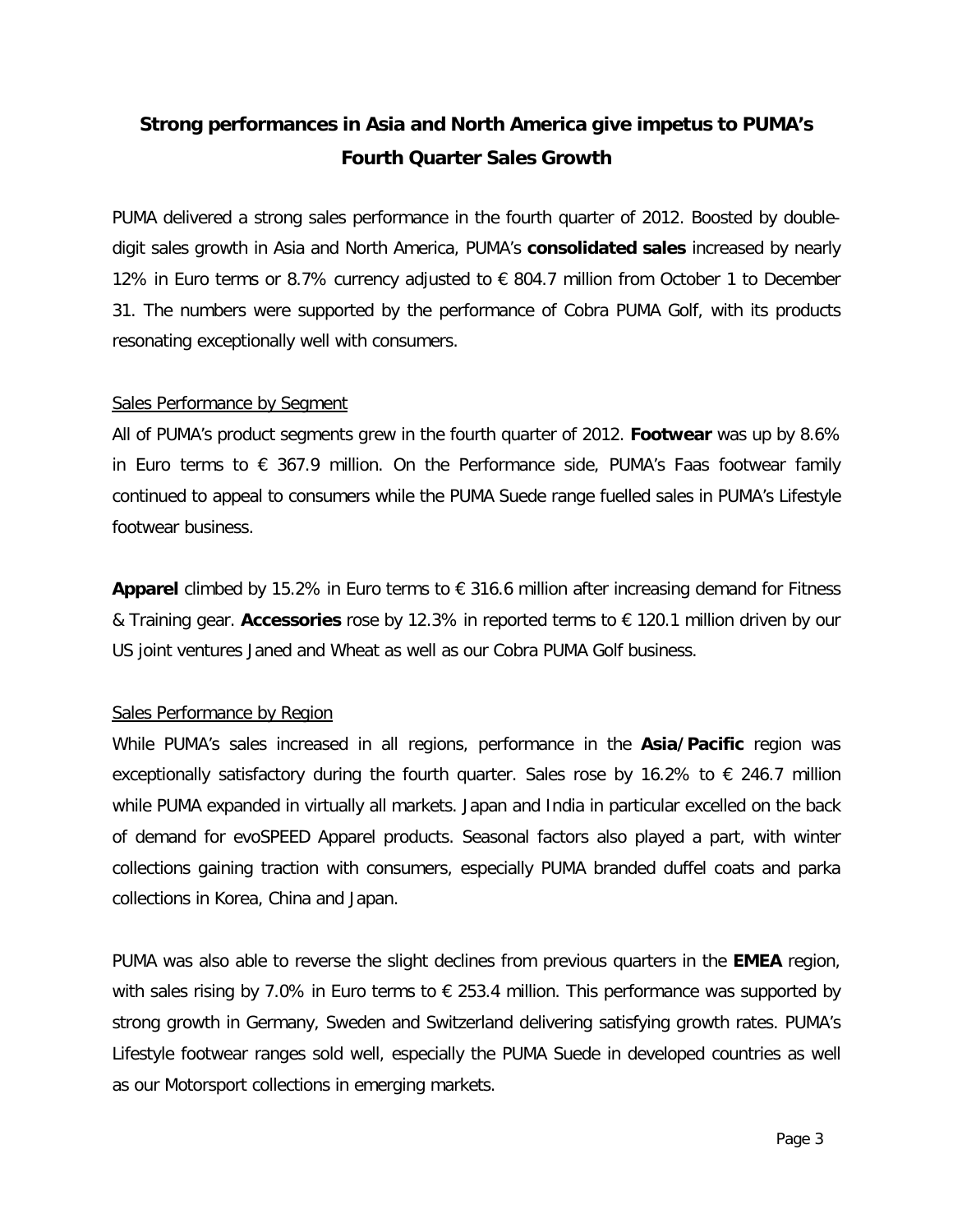## Strong performances in Asia and North America give impetus to PUMA's Fourth Quarter Sales Growth

PUMA delivered a strong sales performance in the fourth quarter of 2012. Boosted by double-digit sales growth in Asia and North America, PUMA's **consolidated sales** increased by nearly 12% in Euro terms or 8.7% currency adjusted to € 804.7 million from October 1 to December 31. The numbers were supported by the performance of Cobra PUMA Golf, with its products resonating exceptionally well with consumers.

### Sales Performance by Segment

All of PUMA's product segments grew in the fourth quarter of 2012. **Footwear** was up by 8.6% in Euro terms to € 367.9 million. On the Performance side, PUMA's Faas footwear family continued to appeal to consumers while the PUMA Suede range fuelled sales in PUMA's Lifestyle footwear business.

**Apparel** climbed by 15.2% in Euro terms to € 316.6 million after increasing demand for Fitness & Training gear. **Accessories** rose by 12.3% in reported terms to € 120.1 million driven by our US joint ventures Janed and Wheat as well as our Cobra PUMA Golf business.

### Sales Performance by Region

While PUMA's sales increased in all regions, performance in the **Asia/Pacific** region was exceptionally satisfactory during the fourth quarter. Sales rose by 16.2% to € 246.7 million while PUMA expanded in virtually all markets. Japan and India in particular excelled on the back of demand for evoSPEED Apparel products. Seasonal factors also played a part, with winter collections gaining traction with consumers, especially PUMA branded duffel coats and parka collections in Korea, China and Japan.

PUMA was also able to reverse the slight declines from previous quarters in the **EMEA** region, with sales rising by 7.0% in Euro terms to € 253.4 million. This performance was supported by strong growth in Germany, Sweden and Switzerland delivering satisfying growth rates. PUMA's Lifestyle footwear ranges sold well, especially the PUMA Suede in developed countries as well as our Motorsport collections in emerging markets.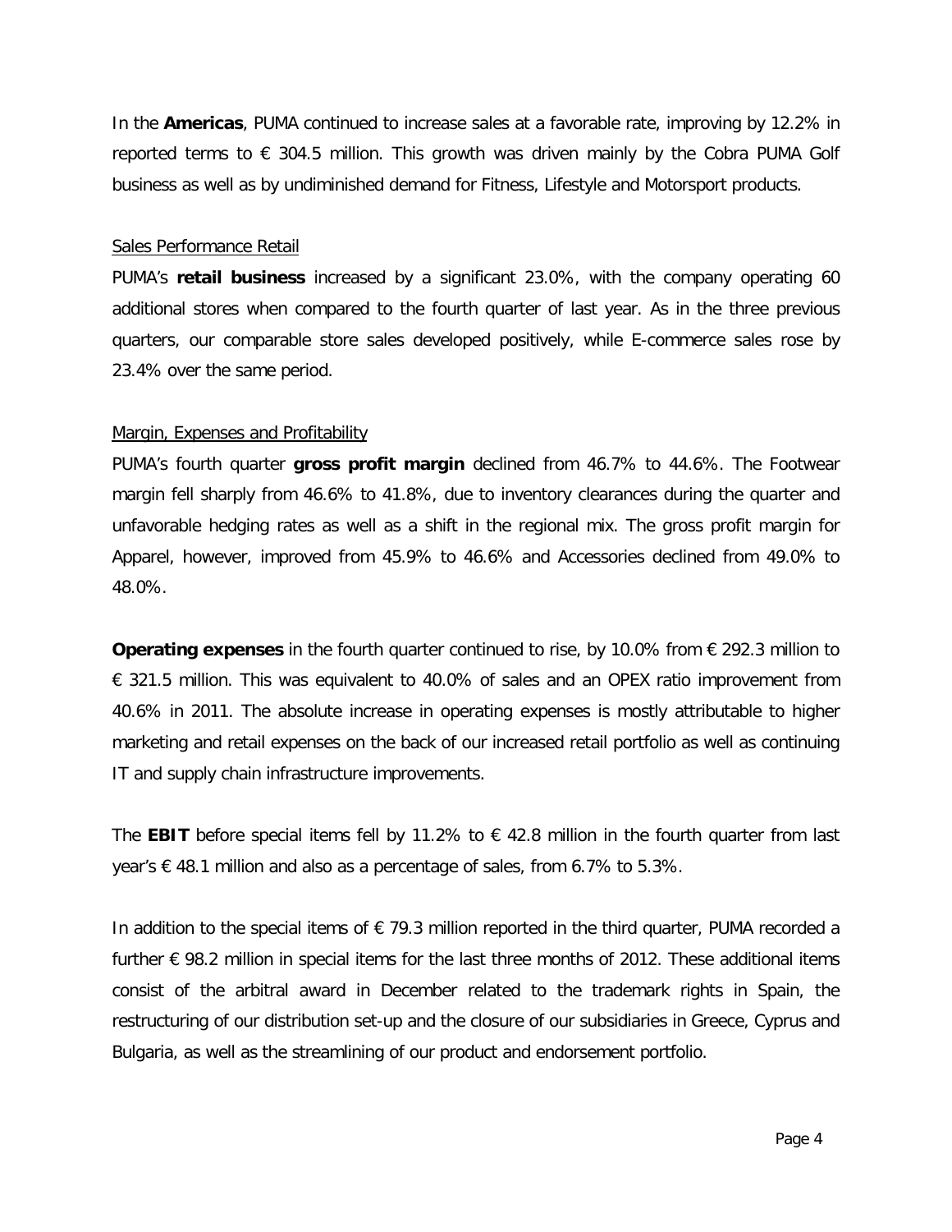In the **Americas**, PUMA continued to increase sales at a favorable rate, improving by 12.2% in reported terms to € 304.5 million. This growth was driven mainly by the Cobra PUMA Golf business as well as by undiminished demand for Fitness, Lifestyle and Motorsport products.

Sales Performance Retail

PUMA's **retail business** increased by a significant 23.0%, with the company operating 60 additional stores when compared to the fourth quarter of last year. As in the three previous quarters, our comparable store sales developed positively, while E-commerce sales rose by 23.4% over the same period.

Margin, Expenses and Profitability

PUMA's fourth quarter **gross profit margin** declined from 46.7% to 44.6%. The Footwear margin fell sharply from 46.6% to 41.8%, due to inventory clearances during the quarter and unfavorable hedging rates as well as a shift in the regional mix. The gross profit margin for Apparel, however, improved from 45.9% to 46.6% and Accessories declined from 49.0% to 48.0%.

**Operating expenses** in the fourth quarter continued to rise, by 10.0% from € 292.3 million to € 321.5 million. This was equivalent to 40.0% of sales and an OPEX ratio improvement from 40.6% in 2011. The absolute increase in operating expenses is mostly attributable to higher marketing and retail expenses on the back of our increased retail portfolio as well as continuing IT and supply chain infrastructure improvements.

The **EBIT** before special items fell by 11.2% to € 42.8 million in the fourth quarter from last year's € 48.1 million and also as a percentage of sales, from 6.7% to 5.3%.

In addition to the special items of € 79.3 million reported in the third quarter, PUMA recorded a further € 98.2 million in special items for the last three months of 2012. These additional items consist of the arbitral award in December related to the trademark rights in Spain, the restructuring of our distribution set-up and the closure of our subsidiaries in Greece, Cyprus and Bulgaria, as well as the streamlining of our product and endorsement portfolio.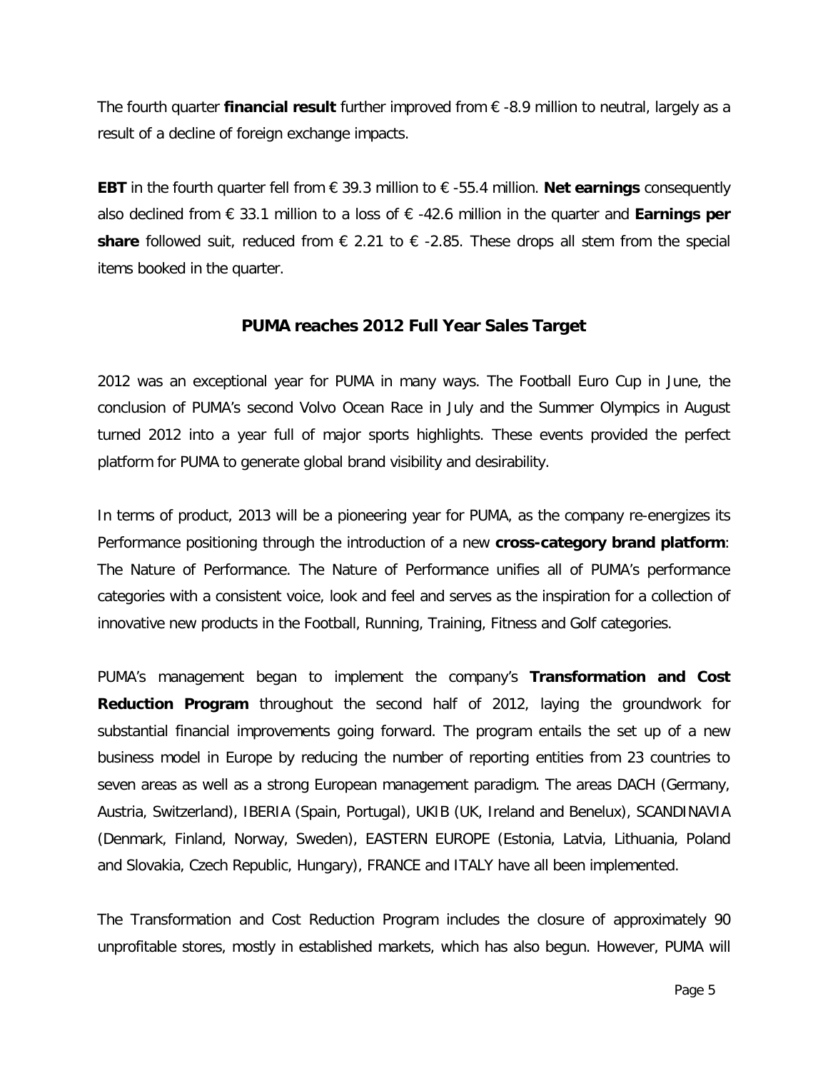The fourth quarter **financial result** further improved from € -8.9 million to neutral, largely as a result of a decline of foreign exchange impacts.

**EBT** in the fourth quarter fell from € 39.3 million to € -55.4 million. **Net earnings** consequently also declined from € 33.1 million to a loss of € -42.6 million in the quarter and **Earnings per share** followed suit, reduced from € 2.21 to € -2.85. These drops all stem from the special items booked in the quarter.

## PUMA reaches 2012 Full Year Sales Target

2012 was an exceptional year for PUMA in many ways. The Football Euro Cup in June, the conclusion of PUMA's second Volvo Ocean Race in July and the Summer Olympics in August turned 2012 into a year full of major sports highlights. These events provided the perfect platform for PUMA to generate global brand visibility and desirability.

In terms of product, 2013 will be a pioneering year for PUMA, as the company re-energizes its Performance positioning through the introduction of a new **cross-category brand platform**: The Nature of Performance. The Nature of Performance unifies all of PUMA's performance categories with a consistent voice, look and feel and serves as the inspiration for a collection of innovative new products in the Football, Running, Training, Fitness and Golf categories.

PUMA's management began to implement the company's **Transformation and Cost Reduction Program** throughout the second half of 2012, laying the groundwork for substantial financial improvements going forward. The program entails the set up of a new business model in Europe by reducing the number of reporting entities from 23 countries to seven areas as well as a strong European management paradigm. The areas DACH (Germany, Austria, Switzerland), IBERIA (Spain, Portugal), UKIB (UK, Ireland and Benelux), SCANDINAVIA (Denmark, Finland, Norway, Sweden), EASTERN EUROPE (Estonia, Latvia, Lithuania, Poland and Slovakia, Czech Republic, Hungary), FRANCE and ITALY have all been implemented.

The Transformation and Cost Reduction Program includes the closure of approximately 90 unprofitable stores, mostly in established markets, which has also begun. However, PUMA will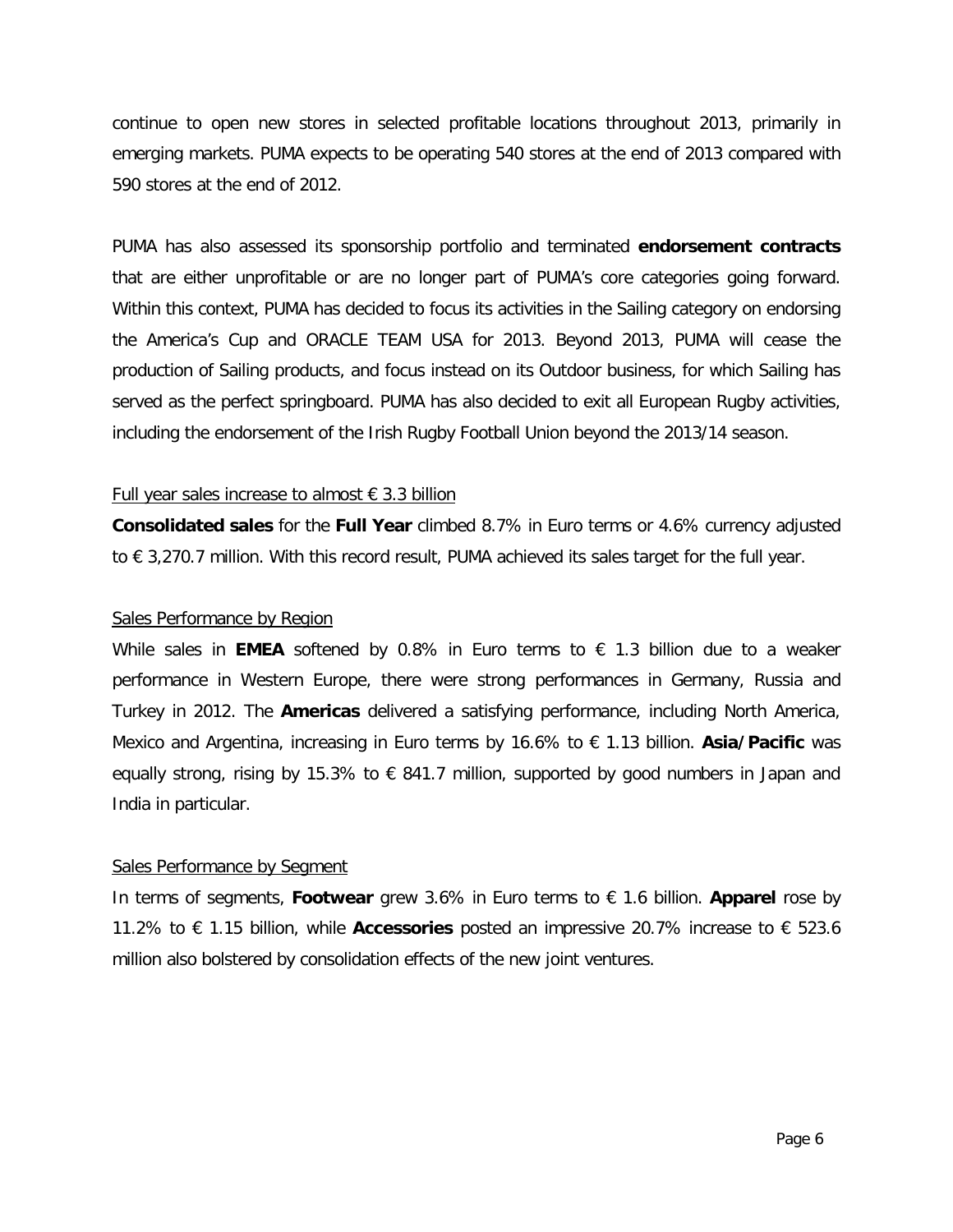continue to open new stores in selected profitable locations throughout 2013, primarily in emerging markets. PUMA expects to be operating 540 stores at the end of 2013 compared with 590 stores at the end of 2012.

PUMA has also assessed its sponsorship portfolio and terminated **endorsement contracts** that are either unprofitable or are no longer part of PUMA's core categories going forward. Within this context, PUMA has decided to focus its activities in the Sailing category on endorsing the America's Cup and ORACLE TEAM USA for 2013. Beyond 2013, PUMA will cease the production of Sailing products, and focus instead on its Outdoor business, for which Sailing has served as the perfect springboard. PUMA has also decided to exit all European Rugby activities, including the endorsement of the Irish Rugby Football Union beyond the 2013/14 season.

Full year sales increase to almost € 3.3 billion

**Consolidated sales** for the **Full Year** climbed 8.7% in Euro terms or 4.6% currency adjusted to € 3,270.7 million. With this record result, PUMA achieved its sales target for the full year.

Sales Performance by Region

While sales in **EMEA** softened by 0.8% in Euro terms to € 1.3 billion due to a weaker performance in Western Europe, there were strong performances in Germany, Russia and Turkey in 2012. The **Americas** delivered a satisfying performance, including North America, Mexico and Argentina, increasing in Euro terms by 16.6% to € 1.13 billion. **Asia/Pacific** was equally strong, rising by 15.3% to € 841.7 million, supported by good numbers in Japan and India in particular.

Sales Performance by Segment

In terms of segments, **Footwear** grew 3.6% in Euro terms to € 1.6 billion. **Apparel** rose by 11.2% to € 1.15 billion, while **Accessories** posted an impressive 20.7% increase to € 523.6 million also bolstered by consolidation effects of the new joint ventures.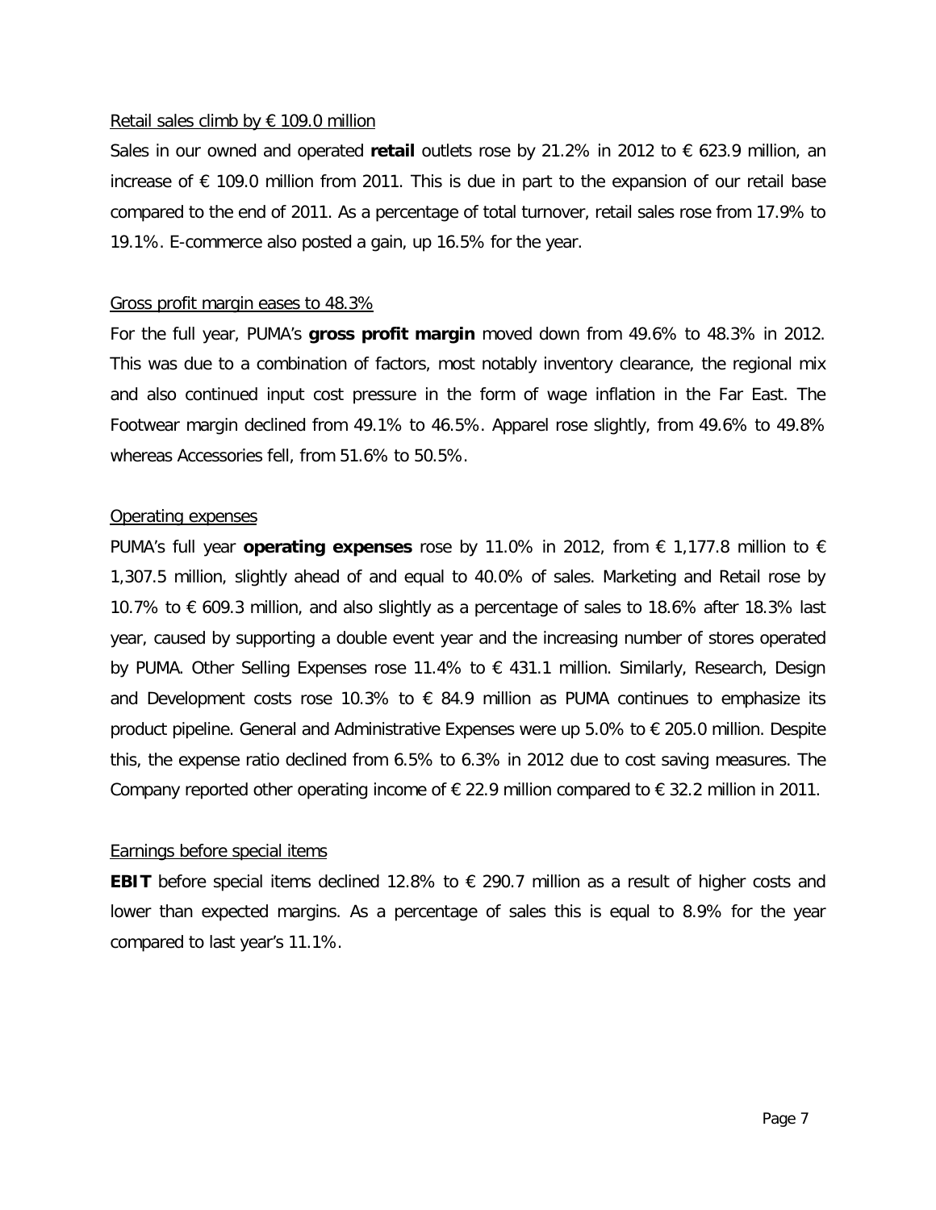Retail sales climb by € 109.0 million

Sales in our owned and operated **retail** outlets rose by 21.2% in 2012 to € 623.9 million, an increase of € 109.0 million from 2011. This is due in part to the expansion of our retail base compared to the end of 2011. As a percentage of total turnover, retail sales rose from 17.9% to 19.1%. E-commerce also posted a gain, up 16.5% for the year.

Gross profit margin eases to 48.3%

For the full year, PUMA's **gross profit margin** moved down from 49.6% to 48.3% in 2012. This was due to a combination of factors, most notably inventory clearance, the regional mix and also continued input cost pressure in the form of wage inflation in the Far East. The Footwear margin declined from 49.1% to 46.5%. Apparel rose slightly, from 49.6% to 49.8% whereas Accessories fell, from 51.6% to 50.5%.

Operating expenses

PUMA's full year **operating expenses** rose by 11.0% in 2012, from € 1,177.8 million to € 1,307.5 million, slightly ahead of and equal to 40.0% of sales. Marketing and Retail rose by 10.7% to € 609.3 million, and also slightly as a percentage of sales to 18.6% after 18.3% last year, caused by supporting a double event year and the increasing number of stores operated by PUMA. Other Selling Expenses rose 11.4% to € 431.1 million. Similarly, Research, Design and Development costs rose 10.3% to € 84.9 million as PUMA continues to emphasize its product pipeline. General and Administrative Expenses were up 5.0% to € 205.0 million. Despite this, the expense ratio declined from 6.5% to 6.3% in 2012 due to cost saving measures. The Company reported other operating income of € 22.9 million compared to € 32.2 million in 2011.

Earnings before special items

**EBIT** before special items declined 12.8% to € 290.7 million as a result of higher costs and lower than expected margins. As a percentage of sales this is equal to 8.9% for the year compared to last year's 11.1%.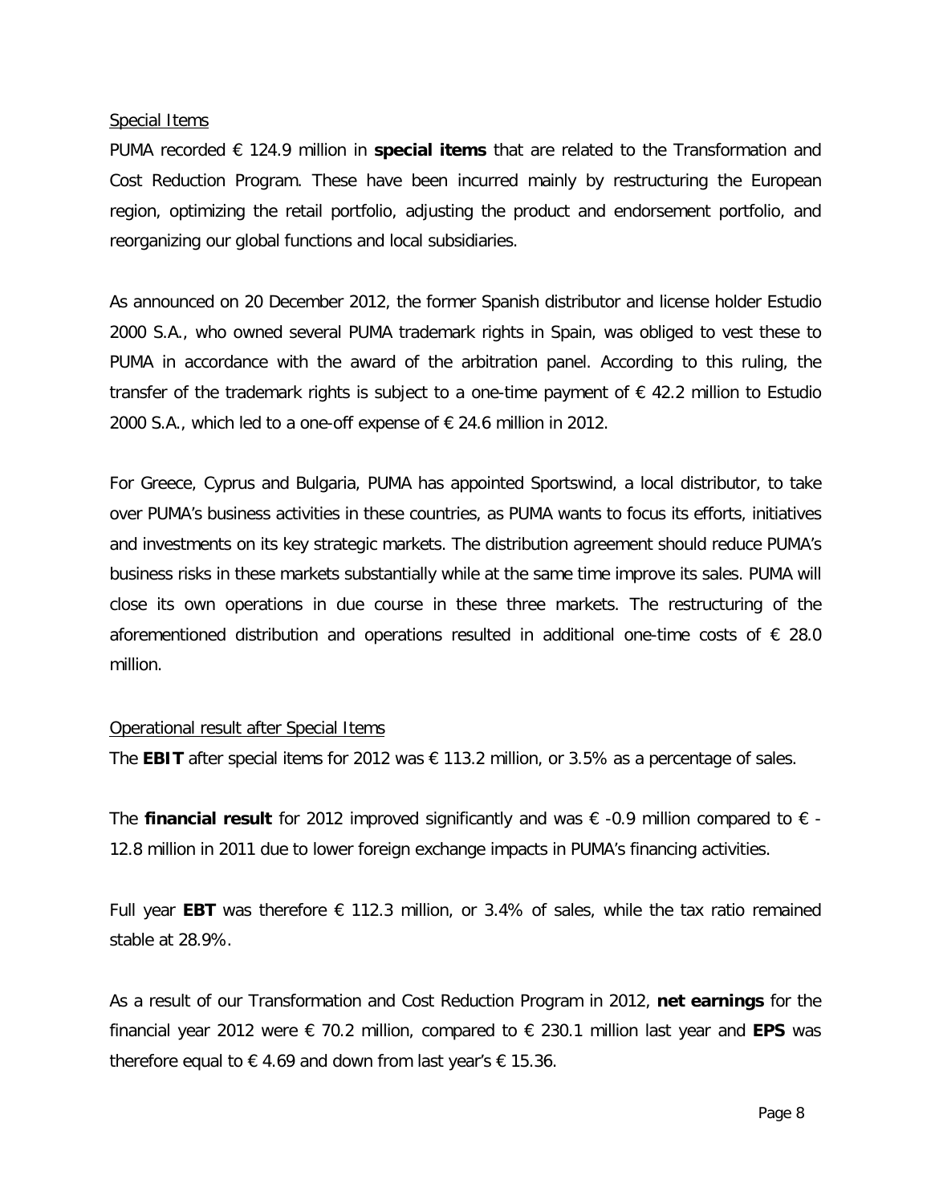## Special Items

PUMA recorded € 124.9 million in **special items** that are related to the Transformation and Cost Reduction Program. These have been incurred mainly by restructuring the European region, optimizing the retail portfolio, adjusting the product and endorsement portfolio, and reorganizing our global functions and local subsidiaries.

As announced on 20 December 2012, the former Spanish distributor and license holder Estudio 2000 S.A., who owned several PUMA trademark rights in Spain, was obliged to vest these to PUMA in accordance with the award of the arbitration panel. According to this ruling, the transfer of the trademark rights is subject to a one-time payment of € 42.2 million to Estudio 2000 S.A., which led to a one-off expense of € 24.6 million in 2012.

For Greece, Cyprus and Bulgaria, PUMA has appointed Sportswind, a local distributor, to take over PUMA's business activities in these countries, as PUMA wants to focus its efforts, initiatives and investments on its key strategic markets. The distribution agreement should reduce PUMA's business risks in these markets substantially while at the same time improve its sales. PUMA will close its own operations in due course in these three markets. The restructuring of the aforementioned distribution and operations resulted in additional one-time costs of € 28.0 million.

## Operational result after Special Items

The **EBIT** after special items for 2012 was € 113.2 million, or 3.5% as a percentage of sales.

The **financial result** for 2012 improved significantly and was € -0.9 million compared to € -12.8 million in 2011 due to lower foreign exchange impacts in PUMA's financing activities.

Full year **EBT** was therefore € 112.3 million, or 3.4% of sales, while the tax ratio remained stable at 28.9%.

As a result of our Transformation and Cost Reduction Program in 2012, **net earnings** for the financial year 2012 were € 70.2 million, compared to € 230.1 million last year and **EPS** was therefore equal to € 4.69 and down from last year's € 15.36.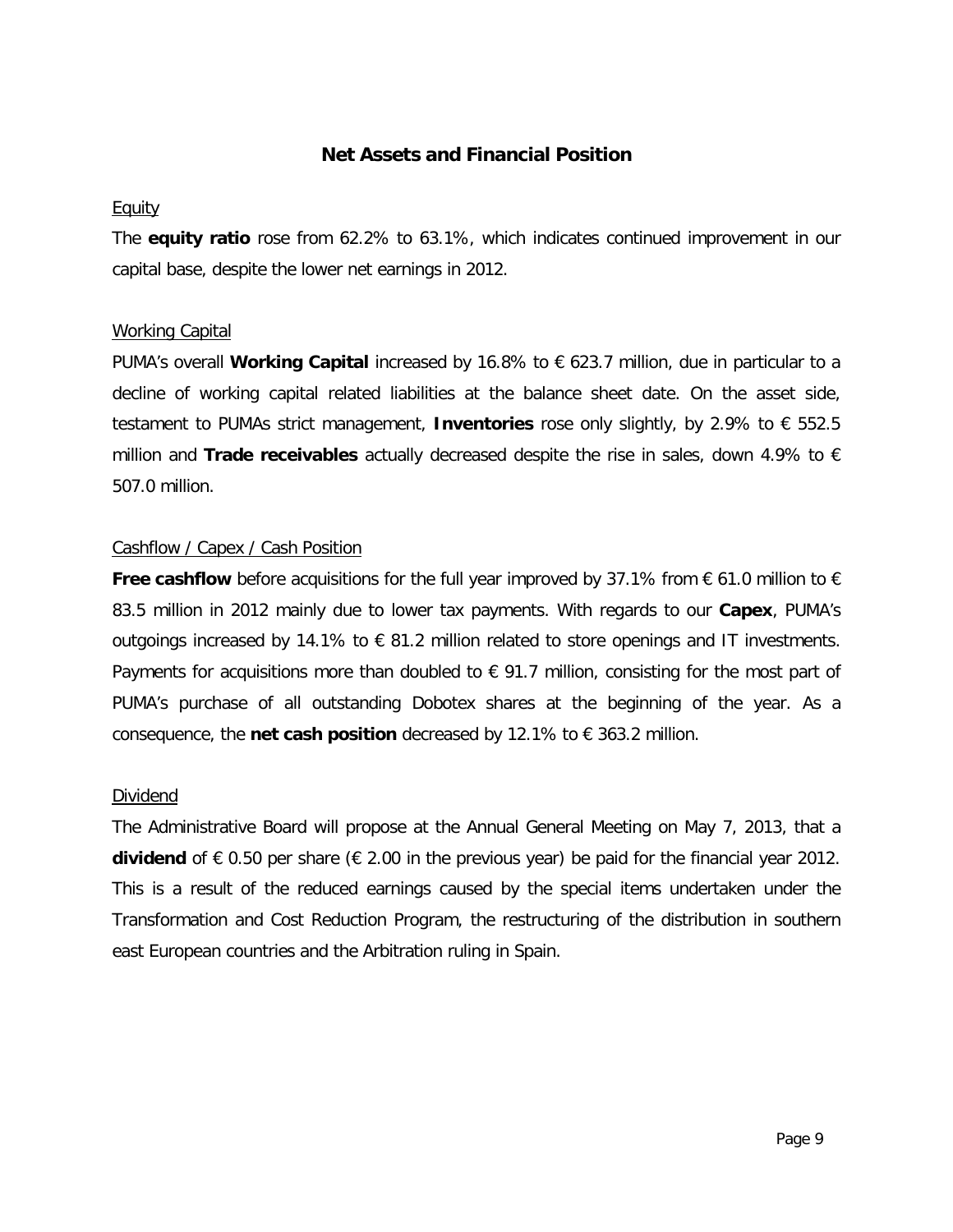## Net Assets and Financial Position

Equity

The **equity ratio** rose from 62.2% to 63.1%, which indicates continued improvement in our capital base, despite the lower net earnings in 2012.

Working Capital

PUMA's overall **Working Capital** increased by 16.8% to € 623.7 million, due in particular to a decline of working capital related liabilities at the balance sheet date. On the asset side, testament to PUMAs strict management, **Inventories** rose only slightly, by 2.9% to € 552.5 million and **Trade receivables** actually decreased despite the rise in sales, down 4.9% to € 507.0 million.

Cashflow / Capex / Cash Position

**Free cashflow** before acquisitions for the full year improved by 37.1% from € 61.0 million to € 83.5 million in 2012 mainly due to lower tax payments. With regards to our **Capex**, PUMA's outgoings increased by 14.1% to € 81.2 million related to store openings and IT investments. Payments for acquisitions more than doubled to € 91.7 million, consisting for the most part of PUMA's purchase of all outstanding Dobotex shares at the beginning of the year. As a consequence, the **net cash position** decreased by 12.1% to € 363.2 million.

Dividend

The Administrative Board will propose at the Annual General Meeting on May 7, 2013, that a **dividend** of € 0.50 per share (€ 2.00 in the previous year) be paid for the financial year 2012. This is a result of the reduced earnings caused by the special items undertaken under the Transformation and Cost Reduction Program, the restructuring of the distribution in southern east European countries and the Arbitration ruling in Spain.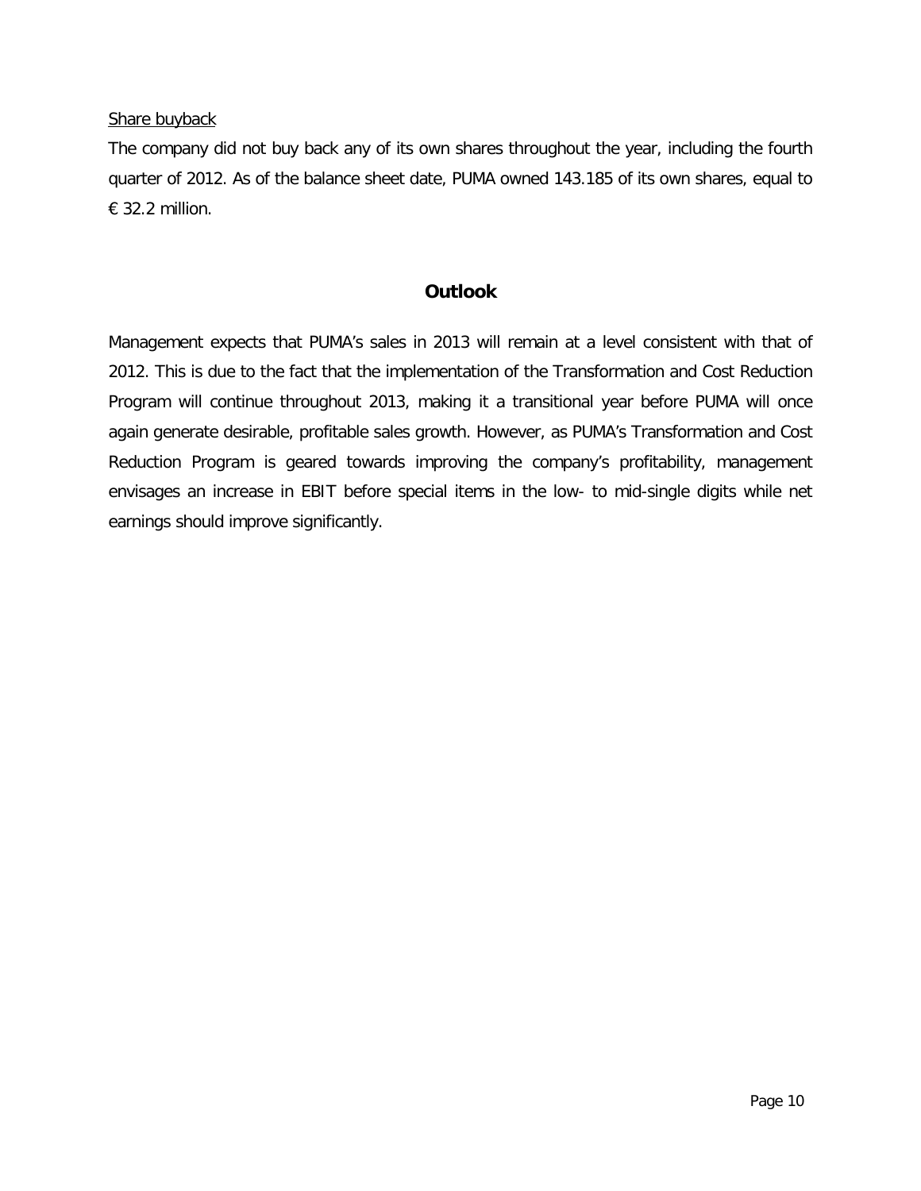Share buyback

The company did not buy back any of its own shares throughout the year, including the fourth quarter of 2012. As of the balance sheet date, PUMA owned 143.185 of its own shares, equal to € 32.2 million.

## Outlook

Management expects that PUMA's sales in 2013 will remain at a level consistent with that of 2012. This is due to the fact that the implementation of the Transformation and Cost Reduction Program will continue throughout 2013, making it a transitional year before PUMA will once again generate desirable, profitable sales growth. However, as PUMA's Transformation and Cost Reduction Program is geared towards improving the company's profitability, management envisages an increase in EBIT before special items in the low- to mid-single digits while net earnings should improve significantly.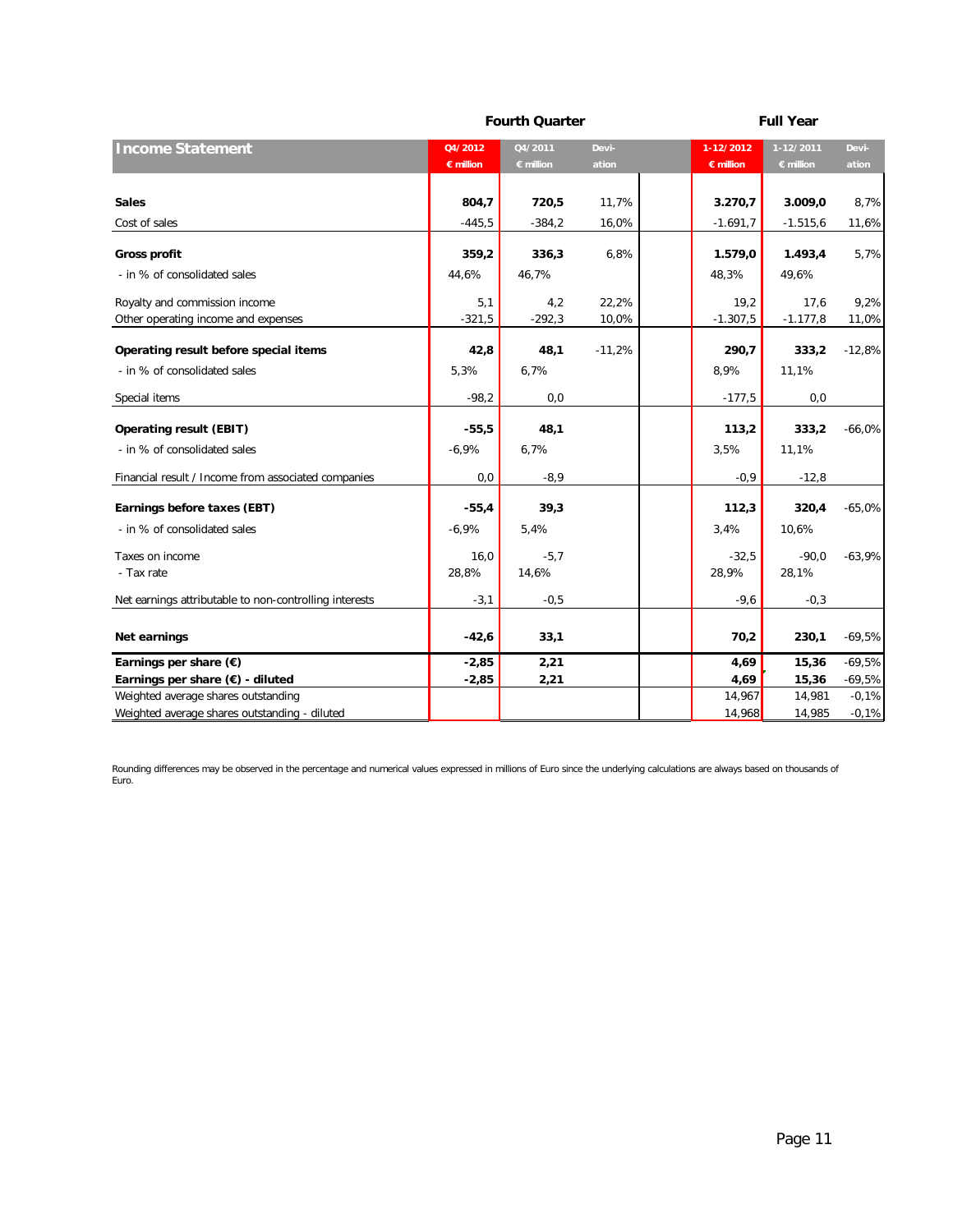| Income Statement | Fourth Quarter | | | Full Year | | |
|---|---|---|---|---|---|---|
| | Q4/2012 € million | Q4/2011 € million | Deviation | 1-12/2012 € million | 1-12/2011 € million | Deviation |
| **Sales** | **804,7** | **720,5** | 11,7% | **3.270,7** | **3.009,0** | 8,7% |
| Cost of sales | -445,5 | -384,2 | 16,0% | -1.691,7 | -1.515,6 | 11,6% |
| **Gross profit** | **359,2** | **336,3** | 6,8% | **1.579,0** | **1.493,4** | 5,7% |
| - in % of consolidated sales | 44,6% | 46,7% | | 48,3% | 49,6% | |
| Royalty and commission income | 5,1 | 4,2 | 22,2% | 19,2 | 17,6 | 9,2% |
| Other operating income and expenses | -321,5 | -292,3 | 10,0% | -1.307,5 | -1.177,8 | 11,0% |
| **Operating result before special items** | **42,8** | **48,1** | -11,2% | **290,7** | **333,2** | -12,8% |
| - in % of consolidated sales | 5,3% | 6,7% | | 8,9% | 11,1% | |
| Special items | -98,2 | 0,0 | | -177,5 | 0,0 | |
| **Operating result (EBIT)** | **-55,5** | **48,1** | | **113,2** | **333,2** | -66,0% |
| - in % of consolidated sales | -6,9% | 6,7% | | 3,5% | 11,1% | |
| Financial result / Income from associated companies | 0,0 | -8,9 | | -0,9 | -12,8 | |
| **Earnings before taxes (EBT)** | **-55,4** | **39,3** | | **112,3** | **320,4** | -65,0% |
| - in % of consolidated sales | -6,9% | 5,4% | | 3,4% | 10,6% | |
| Taxes on income | 16,0 | -5,7 | | -32,5 | -90,0 | -63,9% |
| - Tax rate | 28,8% | 14,6% | | 28,9% | 28,1% | |
| Net earnings attributable to non-controlling interests | -3,1 | -0,5 | | -9,6 | -0,3 | |
| **Net earnings** | **-42,6** | **33,1** | | **70,2** | **230,1** | -69,5% |
| **Earnings per share (€)** | **-2,85** | **2,21** | | **4,69** | **15,36** | -69,5% |
| **Earnings per share (€) - diluted** | **-2,85** | **2,21** | | **4,69** | **15,36** | -69,5% |
| Weighted average shares outstanding | | | | 14,967 | 14,981 | -0,1% |
| Weighted average shares outstanding - diluted | | | | 14,968 | 14,985 | -0,1% |

Rounding differences may be observed in the percentage and numerical values expressed in millions of Euro since the underlying calculations are always based on thousands of Euro.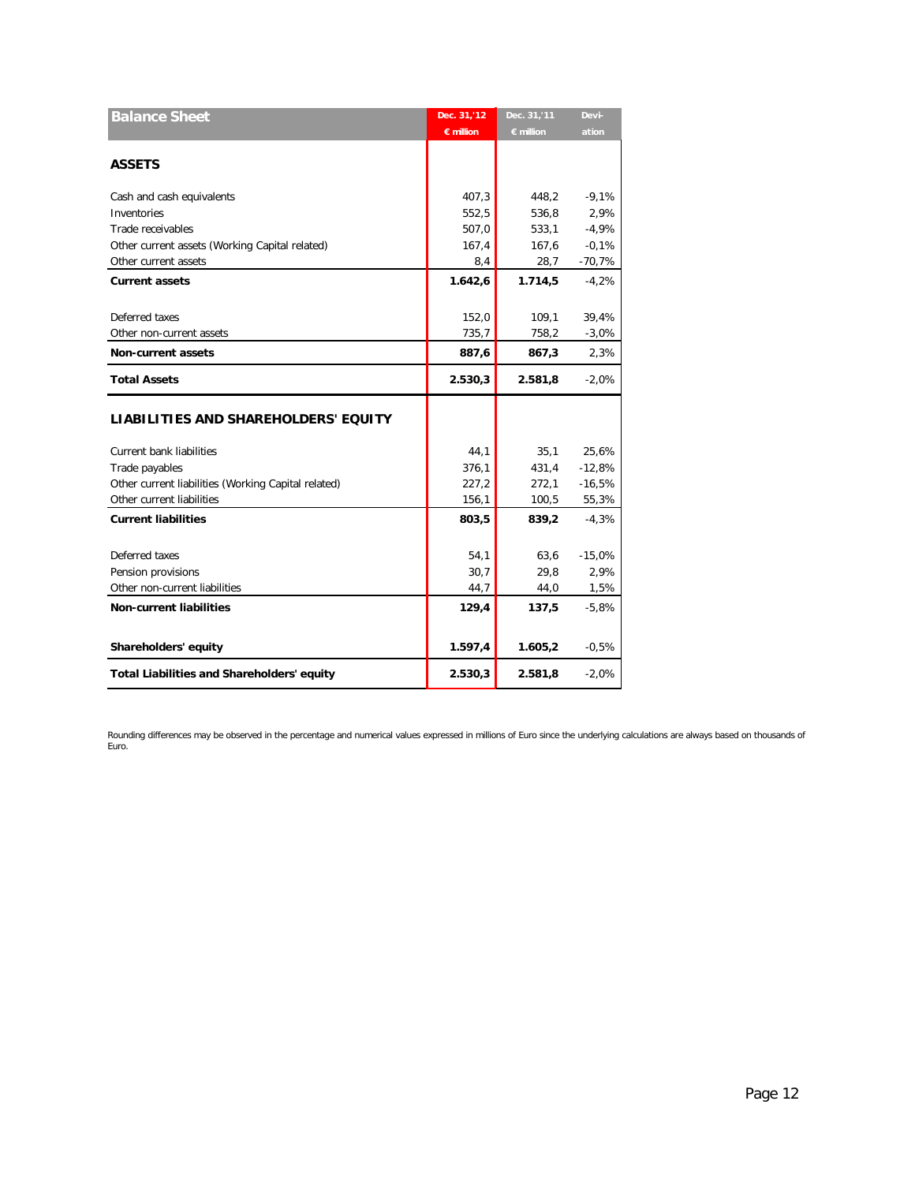| Balance Sheet | Dec. 31,'12 € million | Dec. 31,'11 € million | Devi-ation |
|---|---|---|---|
| **ASSETS** | | | |
| Cash and cash equivalents | 407,3 | 448,2 | -9,1% |
| Inventories | 552,5 | 536,8 | 2,9% |
| Trade receivables | 507,0 | 533,1 | -4,9% |
| Other current assets (Working Capital related) | 167,4 | 167,6 | -0,1% |
| Other current assets | 8,4 | 28,7 | -70,7% |
| **Current assets** | **1.642,6** | **1.714,5** | -4,2% |
| Deferred taxes | 152,0 | 109,1 | 39,4% |
| Other non-current assets | 735,7 | 758,2 | -3,0% |
| **Non-current assets** | **887,6** | **867,3** | 2,3% |
| **Total Assets** | **2.530,3** | **2.581,8** | -2,0% |
| **LIABILITIES AND SHAREHOLDERS' EQUITY** | | | |
| Current bank liabilities | 44,1 | 35,1 | 25,6% |
| Trade payables | 376,1 | 431,4 | -12,8% |
| Other current liabilities (Working Capital related) | 227,2 | 272,1 | -16,5% |
| Other current liabilities | 156,1 | 100,5 | 55,3% |
| **Current liabilities** | **803,5** | **839,2** | -4,3% |
| Deferred taxes | 54,1 | 63,6 | -15,0% |
| Pension provisions | 30,7 | 29,8 | 2,9% |
| Other non-current liabilities | 44,7 | 44,0 | 1,5% |
| **Non-current liabilities** | **129,4** | **137,5** | -5,8% |
| **Shareholders' equity** | **1.597,4** | **1.605,2** | -0,5% |
| **Total Liabilities and Shareholders' equity** | **2.530,3** | **2.581,8** | -2,0% |

Rounding differences may be observed in the percentage and numerical values expressed in millions of Euro since the underlying calculations are always based on thousands of Euro.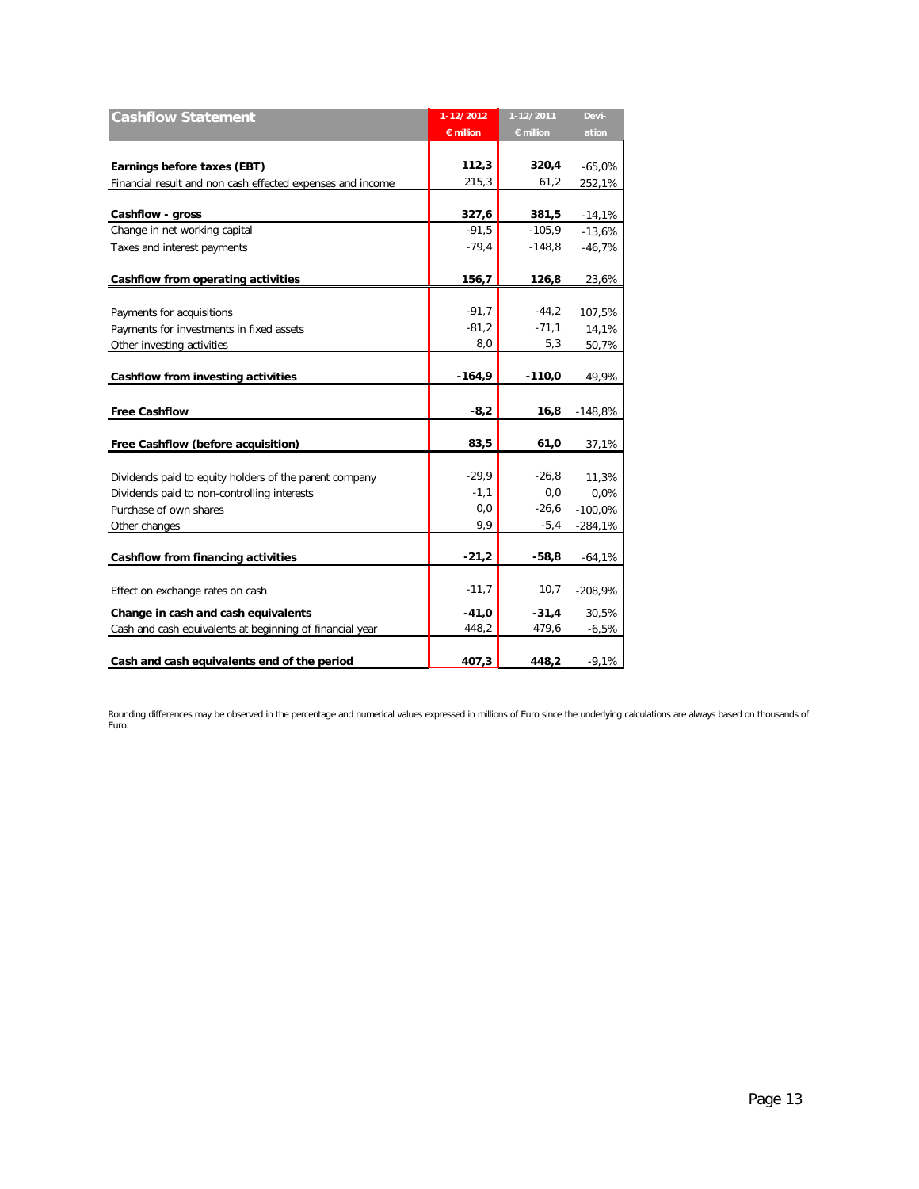| Cashflow Statement | 1-12/2012 € million | 1-12/2011 € million | Deviation |
|---|---|---|---|
| **Earnings before taxes (EBT)** | **112,3** | **320,4** | -65,0% |
| Financial result and non cash effected expenses and income | 215,3 | 61,2 | 252,1% |
| **Cashflow - gross** | **327,6** | **381,5** | -14,1% |
| Change in net working capital | -91,5 | -105,9 | -13,6% |
| Taxes and interest payments | -79,4 | -148,8 | -46,7% |
| **Cashflow from operating activities** | **156,7** | **126,8** | 23,6% |
| Payments for acquisitions | -91,7 | -44,2 | 107,5% |
| Payments for investments in fixed assets | -81,2 | -71,1 | 14,1% |
| Other investing activities | 8,0 | 5,3 | 50,7% |
| **Cashflow from investing activities** | **-164,9** | **-110,0** | 49,9% |
| **Free Cashflow** | **-8,2** | **16,8** | -148,8% |
| **Free Cashflow (before acquisition)** | **83,5** | **61,0** | 37,1% |
| Dividends paid to equity holders of the parent company | -29,9 | -26,8 | 11,3% |
| Dividends paid to non-controlling interests | -1,1 | 0,0 | 0,0% |
| Purchase of own shares | 0,0 | -26,6 | -100,0% |
| Other changes | 9,9 | -5,4 | -284,1% |
| **Cashflow from financing activities** | **-21,2** | **-58,8** | -64,1% |
| Effect on exchange rates on cash | -11,7 | 10,7 | -208,9% |
| **Change in cash and cash equivalents** | **-41,0** | **-31,4** | 30,5% |
| Cash and cash equivalents at beginning of financial year | 448,2 | 479,6 | -6,5% |
| **Cash and cash equivalents end of the period** | **407,3** | **448,2** | -9,1% |

Rounding differences may be observed in the percentage and numerical values expressed in millions of Euro since the underlying calculations are always based on thousands of Euro.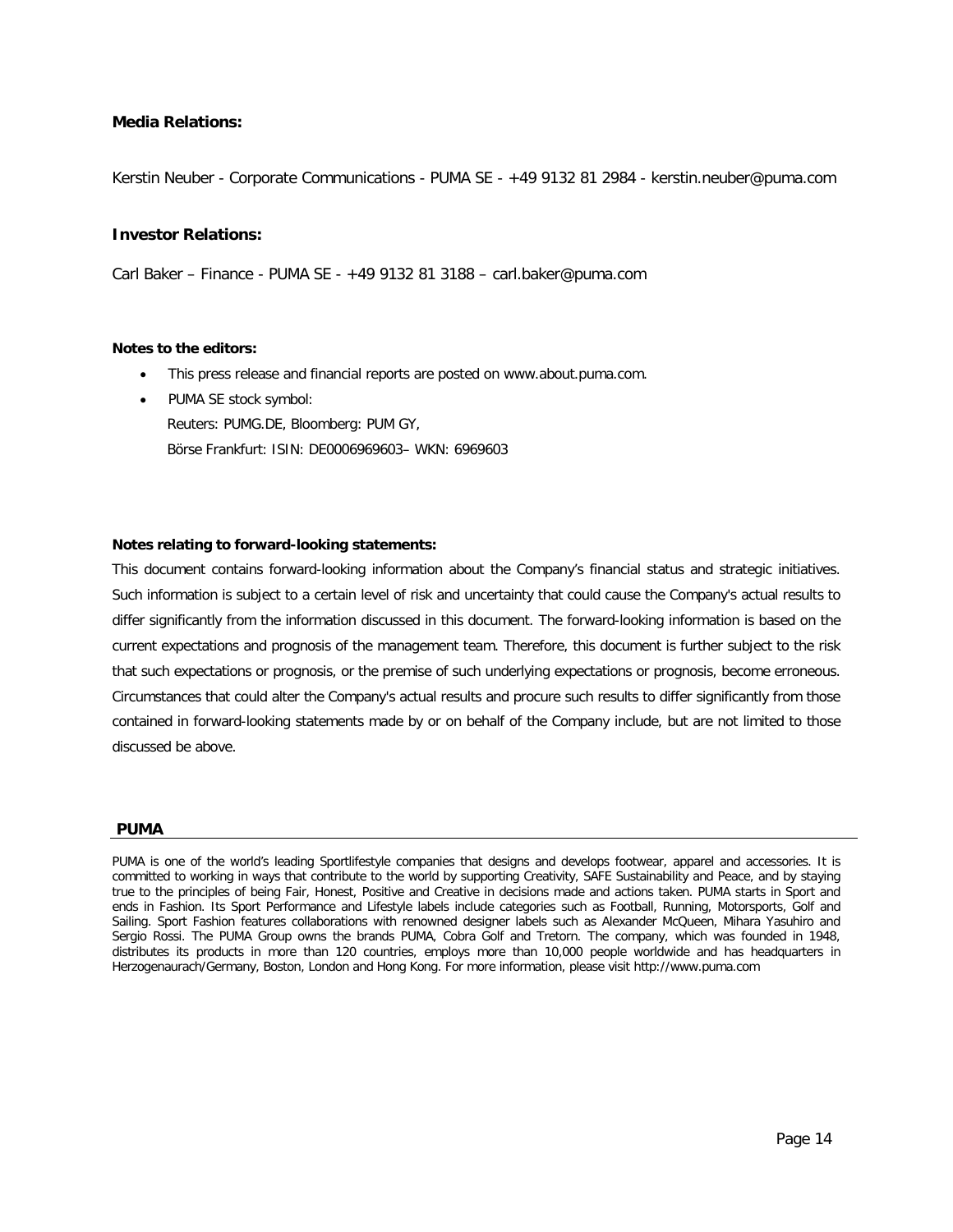**Media Relations:**

Kerstin Neuber - Corporate Communications - PUMA SE - +49 9132 81 2984 - kerstin.neuber@puma.com

**Investor Relations:**

Carl Baker – Finance - PUMA SE - +49 9132 81 3188 – carl.baker@puma.com

**Notes to the editors:**

- This press release and financial reports are posted on www.about.puma.com.
- PUMA SE stock symbol:
  Reuters: PUMG.DE, Bloomberg: PUM GY,
  Börse Frankfurt: ISIN: DE0006969603– WKN: 6969603

**Notes relating to forward-looking statements:**

This document contains forward-looking information about the Company's financial status and strategic initiatives. Such information is subject to a certain level of risk and uncertainty that could cause the Company's actual results to differ significantly from the information discussed in this document. The forward-looking information is based on the current expectations and prognosis of the management team. Therefore, this document is further subject to the risk that such expectations or prognosis, or the premise of such underlying expectations or prognosis, become erroneous. Circumstances that could alter the Company's actual results and procure such results to differ significantly from those contained in forward-looking statements made by or on behalf of the Company include, but are not limited to those discussed be above.

**PUMA**

PUMA is one of the world's leading Sportlifestyle companies that designs and develops footwear, apparel and accessories. It is committed to working in ways that contribute to the world by supporting Creativity, SAFE Sustainability and Peace, and by staying true to the principles of being Fair, Honest, Positive and Creative in decisions made and actions taken. PUMA starts in Sport and ends in Fashion. Its Sport Performance and Lifestyle labels include categories such as Football, Running, Motorsports, Golf and Sailing. Sport Fashion features collaborations with renowned designer labels such as Alexander McQueen, Mihara Yasuhiro and Sergio Rossi. The PUMA Group owns the brands PUMA, Cobra Golf and Tretorn. The company, which was founded in 1948, distributes its products in more than 120 countries, employs more than 10,000 people worldwide and has headquarters in Herzogenaurach/Germany, Boston, London and Hong Kong. For more information, please visit http://www.puma.com